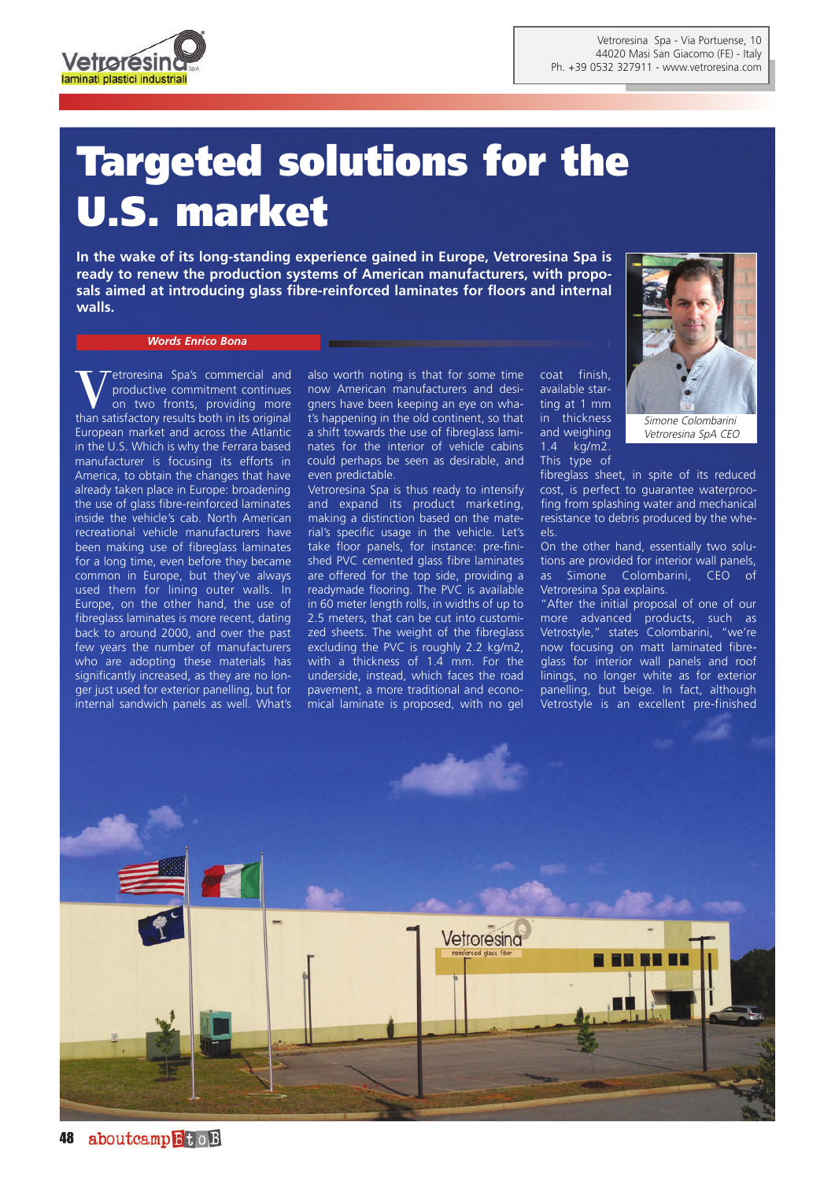# Targeted solutions for the U.S. market

**In the wake of its long-standing experience gained in Europe, Vetroresina Spa is ready to renew the production systems of American manufacturers, with proposals aimed at introducing glass fibre-reinforced laminates for floors and internal walls.**

*Words Enrico Bona*

Vetroresina Spa's commercial and productive commitment continues on two fronts, providing more than satisfactory results both in its original European market and across the Atlantic in the U.S. Which is why the Ferrara based manufacturer is focusing its efforts in America, to obtain the changes that have already taken place in Europe: broadening the use of glass fibre-reinforced laminates inside the vehicle's cab. North American recreational vehicle manufacturers have been making use of fibreglass laminates for a long time, even before they became common in Europe, but they've always used them for lining outer walls. In Europe, on the other hand, the use of fibreglass laminates is more recent, dating back to around 2000, and over the past few years the number of manufacturers who are adopting these materials has significantly increased, as they are no longer just used for exterior panelling, but for internal sandwich panels as well. What's also worth noting is that for some time now American manufacturers and designers have been keeping an eye on what's happening in the old continent, so that a shift towards the use of fibreglass laminates for the interior of vehicle cabins could perhaps be seen as desirable, and even predictable.

Vetroresina Spa is thus ready to intensify and expand its product marketing, making a distinction based on the material's specific usage in the vehicle. Let's take floor panels, for instance: pre-finished PVC cemented glass fibre laminates are offered for the top side, providing a readymade flooring. The PVC is available in 60 meter length rolls, in widths of up to 2.5 meters, that can be cut into customized sheets. The weight of the fibreglass excluding the PVC is roughly 2.2 kg/m2, with a thickness of 1.4 mm. For the underside, instead, which faces the road pavement, a more traditional and economical laminate is proposed, with no gel coat finish, available starting at 1 mm in thickness and weighing 1.4 kg/m2. This type of fibreglass sheet, in spite of its reduced cost, is perfect to guarantee waterproofing from splashing water and mechanical resistance to debris produced by the wheels.

On the other hand, essentially two solutions are provided for interior wall panels, as Simone Colombarini, CEO of Vetroresina Spa explains.

"After the initial proposal of one of our more advanced products, such as Vetrostyle," states Colombarini, "we're now focusing on matt laminated fibreglass for interior wall panels and roof linings, no longer white as for exterior panelling, but beige. In fact, although Vetrostyle is an excellent pre-finished

*Simone Colombarini Vetroresina SpA CEO*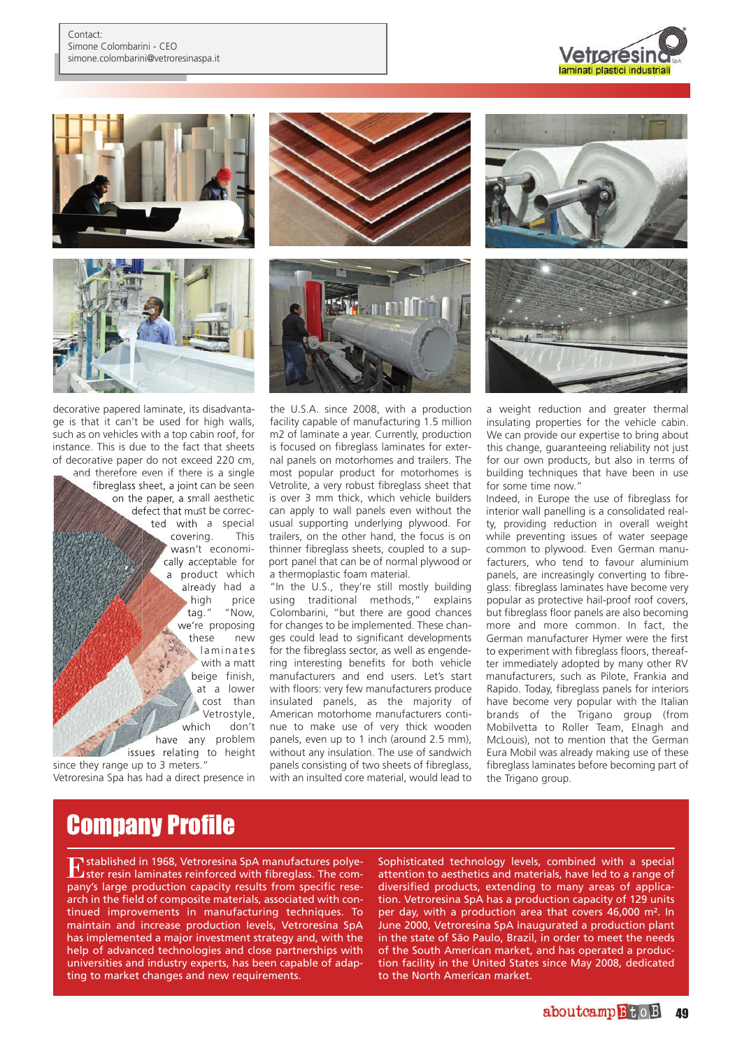Contact:
Simone Colombarini - CEO
simone.colombarini@vetroresinaspa.it

decorative papered laminate, its disadvantage is that it can't be used for high walls, such as on vehicles with a top cabin roof, for instance. This is due to the fact that sheets of decorative paper do not exceed 220 cm, and therefore even if there is a single fibreglass sheet, a joint can be seen on the paper, a small aesthetic defect that must be corrected with a special covering. This wasn't economically acceptable for a product which already had a high price tag." "Now, we're proposing these new laminates with a matt beige finish, at a lower cost than Vetrostyle, which don't have any problem issues relating to height since they range up to 3 meters."

Vetroresina Spa has had a direct presence in the U.S.A. since 2008, with a production facility capable of manufacturing 1.5 million m2 of laminate a year. Currently, production is focused on fibreglass laminates for external panels on motorhomes and trailers. The most popular product for motorhomes is Vetrolite, a very robust fibreglass sheet that is over 3 mm thick, which vehicle builders can apply to wall panels even without the usual supporting underlying plywood. For trailers, on the other hand, the focus is on thinner fibreglass sheets, coupled to a support panel that can be of normal plywood or a thermoplastic foam material.

"In the U.S., they're still mostly building using traditional methods," explains Colombarini, "but there are good chances for changes to be implemented. These changes could lead to significant developments for the fibreglass sector, as well as engendering interesting benefits for both vehicle manufacturers and end users. Let's start with floors: very few manufacturers produce insulated panels, as the majority of American motorhome manufacturers continue to make use of very thick wooden panels, even up to 1 inch (around 2.5 mm), without any insulation. The use of sandwich panels consisting of two sheets of fibreglass, with an insulted core material, would lead to a weight reduction and greater thermal insulating properties for the vehicle cabin. We can provide our expertise to bring about this change, guaranteeing reliability not just for our own products, but also in terms of building techniques that have been in use for some time now."

Indeed, in Europe the use of fibreglass for interior wall panelling is a consolidated reality, providing reduction in overall weight while preventing issues of water seepage common to plywood. Even German manufacturers, who tend to favour aluminium panels, are increasingly converting to fibreglass: fibreglass laminates have become very popular as protective hail-proof roof covers, but fibreglass floor panels are also becoming more and more common. In fact, the German manufacturer Hymer were the first to experiment with fibreglass floors, thereafter immediately adopted by many other RV manufacturers, such as Pilote, Frankia and Rapido. Today, fibreglass panels for interiors have become very popular with the Italian brands of the Trigano group (from Mobilvetta to Roller Team, Elnagh and McLouis), not to mention that the German Eura Mobil was already making use of these fibreglass laminates before becoming part of the Trigano group.

# Company Profile

Established in 1968, Vetroresina SpA manufactures polyester resin laminates reinforced with fibreglass. The company's large production capacity results from specific research in the field of composite materials, associated with continued improvements in manufacturing techniques. To maintain and increase production levels, Vetroresina SpA has implemented a major investment strategy and, with the help of advanced technologies and close partnerships with universities and industry experts, has been capable of adapting to market changes and new requirements.

Sophisticated technology levels, combined with a special attention to aesthetics and materials, have led to a range of diversified products, extending to many areas of application. Vetroresina SpA has a production capacity of 129 units per day, with a production area that covers 46,000 m². In June 2000, Vetroresina SpA inaugurated a production plant in the state of São Paulo, Brazil, in order to meet the needs of the South American market, and has operated a production facility in the United States since May 2008, dedicated to the North American market.